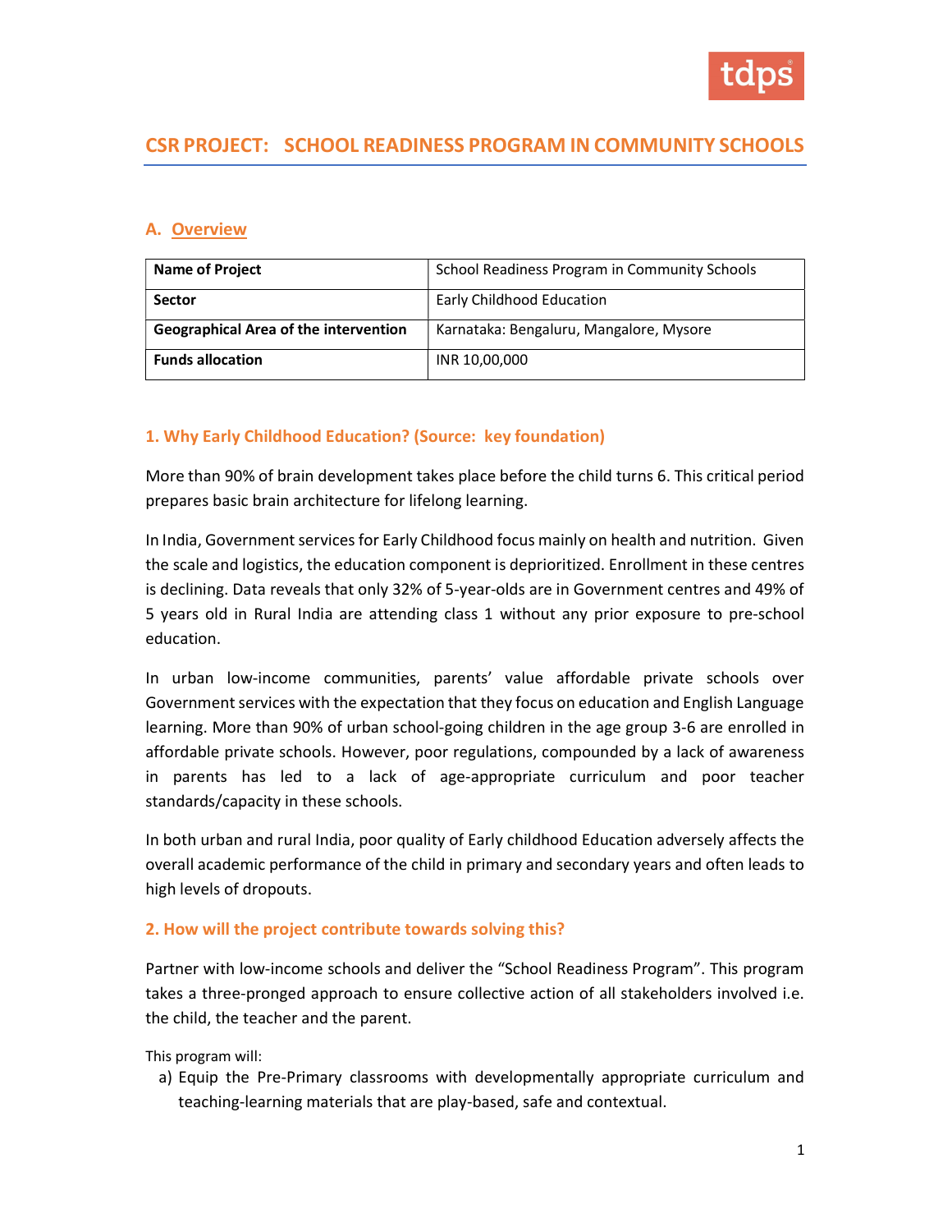# CSR PROJECT: SCHOOL READINESS PROGRAM IN COMMUNITY SCHOOLS

## A. Overview

| Name of Project | School Readiness Program in Community Schools |
|---|---|
| **Sector** | Early Childhood Education |
| **Geographical Area of the intervention** | Karnataka: Bengaluru, Mangalore, Mysore |
| **Funds allocation** | INR 10,00,000 |

### 1. Why Early Childhood Education? (Source: key foundation)

More than 90% of brain development takes place before the child turns 6. This critical period prepares basic brain architecture for lifelong learning.

In India, Government services for Early Childhood focus mainly on health and nutrition. Given the scale and logistics, the education component is deprioritized. Enrollment in these centres is declining. Data reveals that only 32% of 5-year-olds are in Government centres and 49% of 5 years old in Rural India are attending class 1 without any prior exposure to pre-school education.

In urban low-income communities, parents' value affordable private schools over Government services with the expectation that they focus on education and English Language learning. More than 90% of urban school-going children in the age group 3-6 are enrolled in affordable private schools. However, poor regulations, compounded by a lack of awareness in parents has led to a lack of age-appropriate curriculum and poor teacher standards/capacity in these schools.

In both urban and rural India, poor quality of Early childhood Education adversely affects the overall academic performance of the child in primary and secondary years and often leads to high levels of dropouts.

### 2. How will the project contribute towards solving this?

Partner with low-income schools and deliver the "School Readiness Program". This program takes a three-pronged approach to ensure collective action of all stakeholders involved i.e. the child, the teacher and the parent.

This program will:

a) Equip the Pre-Primary classrooms with developmentally appropriate curriculum and teaching-learning materials that are play-based, safe and contextual.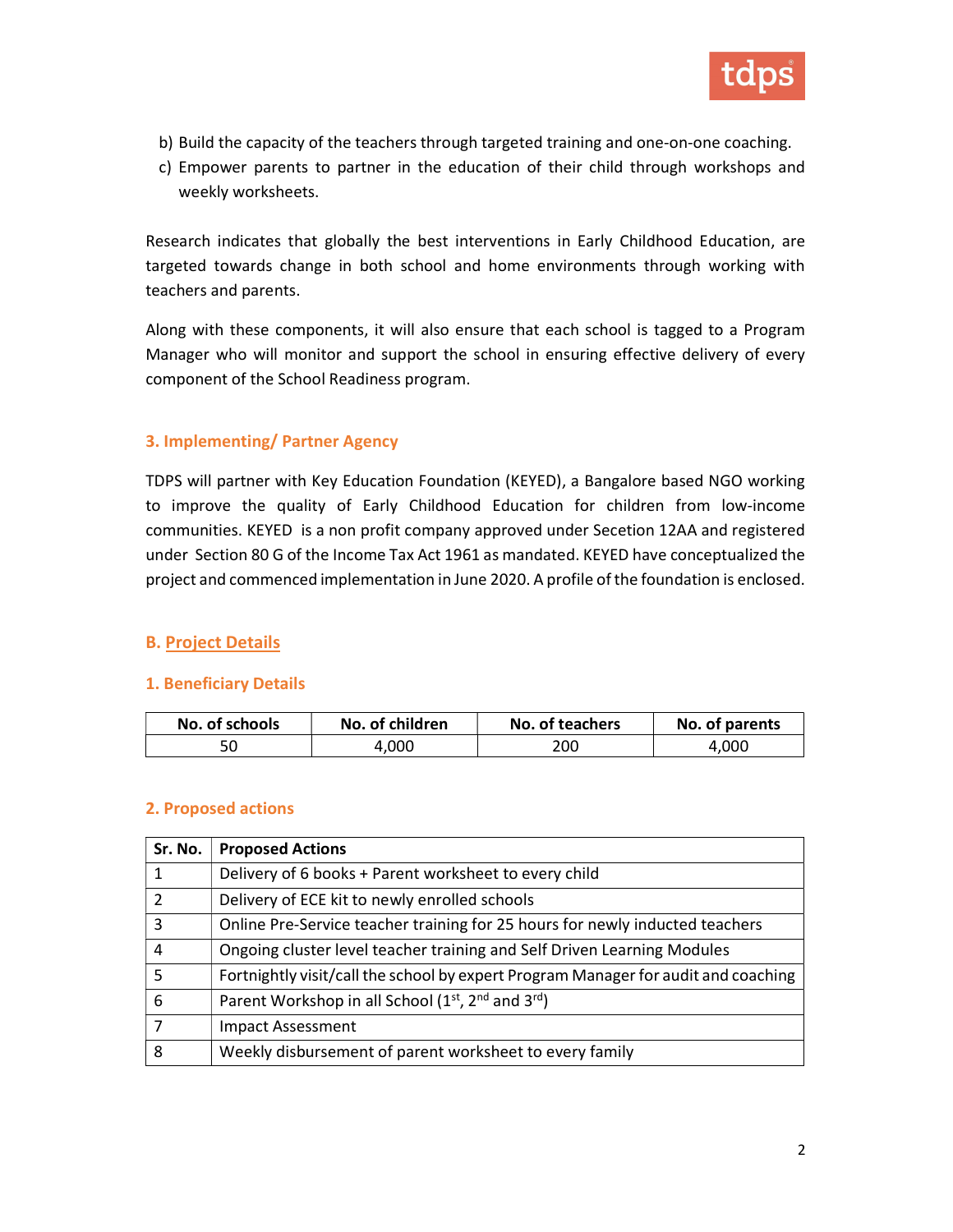b) Build the capacity of the teachers through targeted training and one-on-one coaching.
c) Empower parents to partner in the education of their child through workshops and weekly worksheets.

Research indicates that globally the best interventions in Early Childhood Education, are targeted towards change in both school and home environments through working with teachers and parents.

Along with these components, it will also ensure that each school is tagged to a Program Manager who will monitor and support the school in ensuring effective delivery of every component of the School Readiness program.

### 3. Implementing/ Partner Agency

TDPS will partner with Key Education Foundation (KEYED), a Bangalore based NGO working to improve the quality of Early Childhood Education for children from low-income communities. KEYED is a non profit company approved under Secetion 12AA and registered under Section 80 G of the Income Tax Act 1961 as mandated. KEYED have conceptualized the project and commenced implementation in June 2020. A profile of the foundation is enclosed.

## B. Project Details

### 1. Beneficiary Details

| No. of schools | No. of children | No. of teachers | No. of parents |
|---|---|---|---|
| 50 | 4,000 | 200 | 4,000 |

### 2. Proposed actions

| Sr. No. | Proposed Actions |
|---|---|
| 1 | Delivery of 6 books + Parent worksheet to every child |
| 2 | Delivery of ECE kit to newly enrolled schools |
| 3 | Online Pre-Service teacher training for 25 hours for newly inducted teachers |
| 4 | Ongoing cluster level teacher training and Self Driven Learning Modules |
| 5 | Fortnightly visit/call the school by expert Program Manager for audit and coaching |
| 6 | Parent Workshop in all School (1st, 2nd and 3rd) |
| 7 | Impact Assessment |
| 8 | Weekly disbursement of parent worksheet to every family |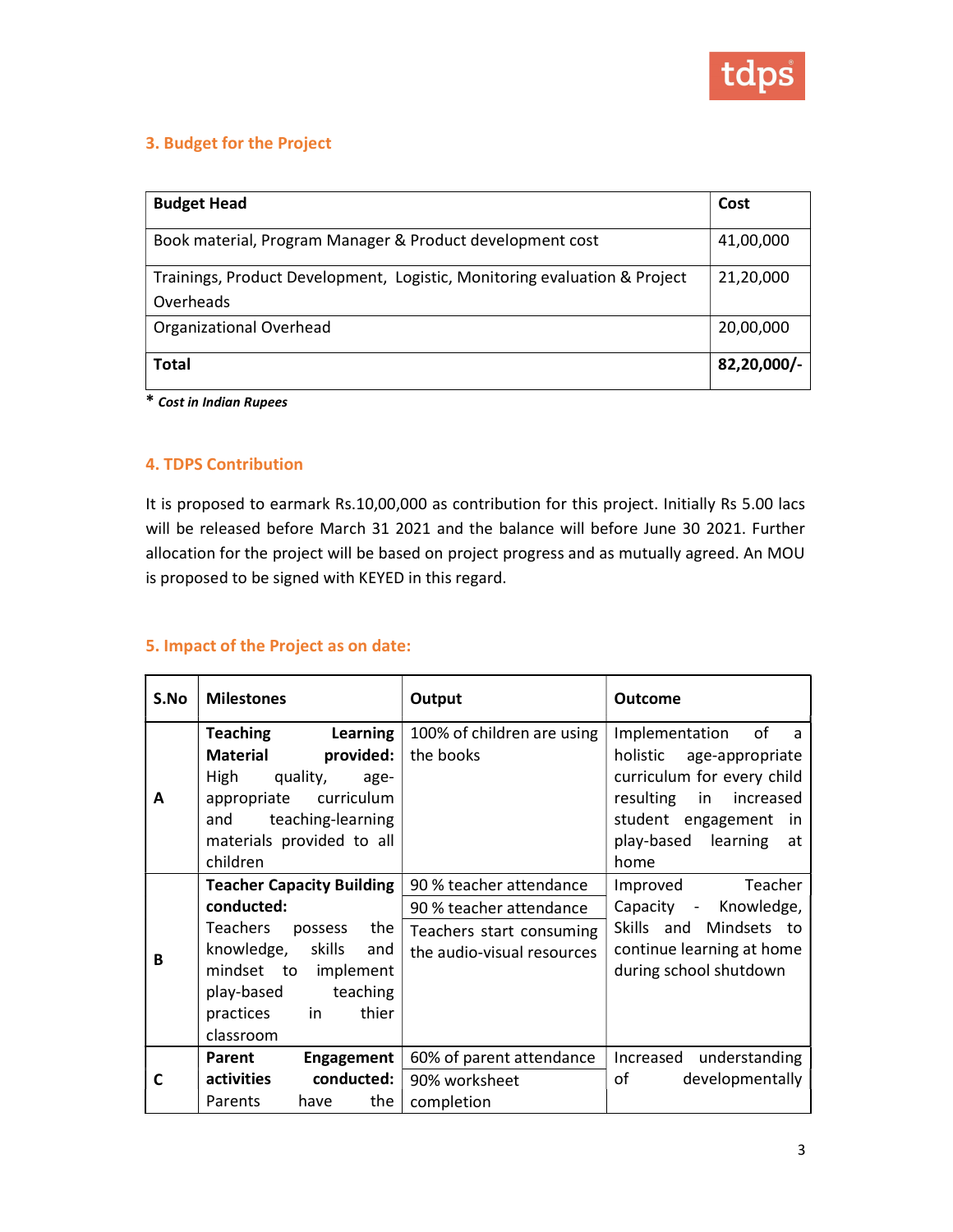## 3. Budget for the Project

| Budget Head | Cost |
|---|---|
| Book material, Program Manager & Product development cost | 41,00,000 |
| Trainings, Product Development, Logistic, Monitoring evaluation & Project Overheads | 21,20,000 |
| Organizational Overhead | 20,00,000 |
| **Total** | **82,20,000/-** |

\* ***Cost in Indian Rupees***

## 4. TDPS Contribution

It is proposed to earmark Rs.10,00,000 as contribution for this project. Initially Rs 5.00 lacs will be released before March 31 2021 and the balance will before June 30 2021. Further allocation for the project will be based on project progress and as mutually agreed. An MOU is proposed to be signed with KEYED in this regard.

## 5. Impact of the Project as on date:

| S.No | Milestones | Output | Outcome |
|---|---|---|---|
| A | **Teaching Learning Material provided:** High quality, age-appropriate curriculum and teaching-learning materials provided to all children | 100% of children are using the books | Implementation of a holistic age-appropriate curriculum for every child resulting in increased student engagement in play-based learning at home |
| B | **Teacher Capacity Building conducted:** Teachers possess the knowledge, skills and mindset to implement play-based teaching practices in thier classroom | 90 % teacher attendance<br>90 % teacher attendance<br>Teachers start consuming the audio-visual resources | Improved Teacher Capacity - Knowledge, Skills and Mindsets to continue learning at home during school shutdown |
| C | **Parent Engagement activities conducted:** Parents have the | 60% of parent attendance<br>90% worksheet completion | Increased understanding of developmentally |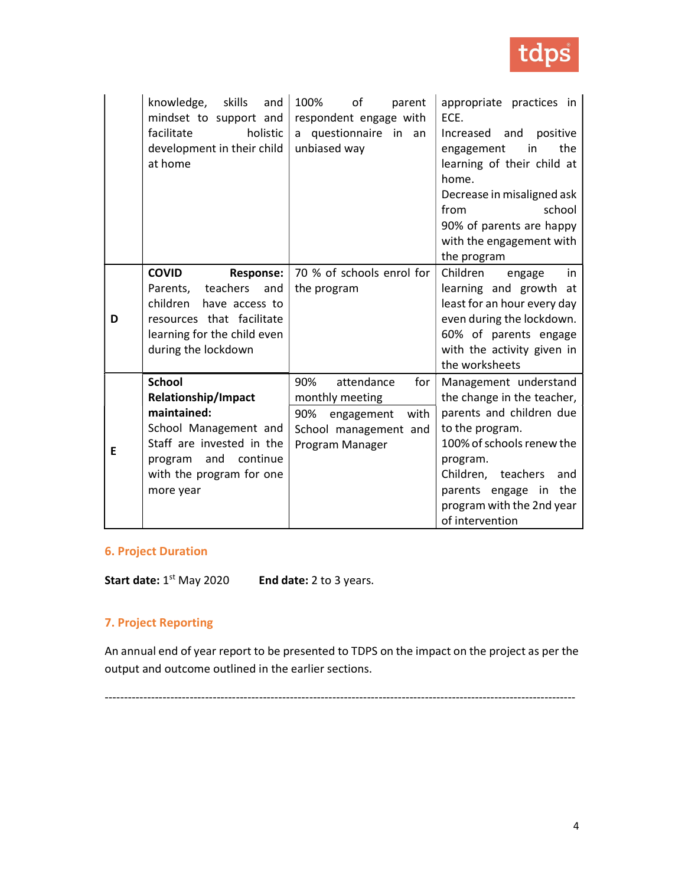| | | | |
|---|---|---|---|
| | knowledge, skills and mindset to support and facilitate holistic development in their child at home | 100% of parent respondent engage with a questionnaire in an unbiased way | appropriate practices in ECE.<br>Increased and positive engagement in the learning of their child at home.<br>Decrease in misaligned ask from school<br>90% of parents are happy with the engagement with the program |
| D | **COVID Response:** Parents, teachers and children have access to resources that facilitate learning for the child even during the lockdown | 70 % of schools enrol for the program | Children engage in learning and growth at least for an hour every day even during the lockdown.<br>60% of parents engage with the activity given in the worksheets |
| E | **School Relationship/Impact maintained:** School Management and Staff are invested in the program and continue with the program for one more year | 90% attendance for monthly meeting<br>90% engagement with School management and Program Manager | Management understand the change in the teacher, parents and children due to the program.<br>100% of schools renew the program.<br>Children, teachers and parents engage in the program with the 2nd year of intervention |

## 6. Project Duration

**Start date:** 1st May 2020  **End date:** 2 to 3 years.

## 7. Project Reporting

An annual end of year report to be presented to TDPS on the impact on the project as per the output and outcome outlined in the earlier sections.

---